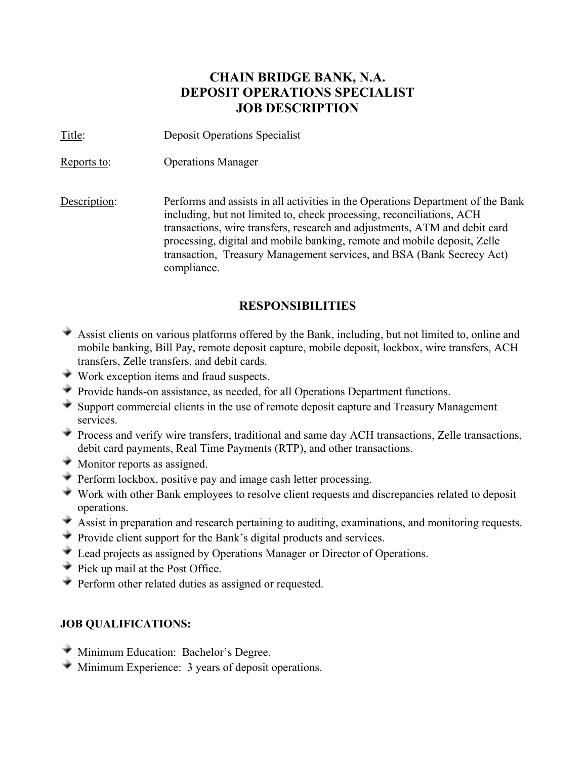# CHAIN BRIDGE BANK, N.A.
# DEPOSIT OPERATIONS SPECIALIST
# JOB DESCRIPTION

Title: Deposit Operations Specialist

Reports to: Operations Manager

Description: Performs and assists in all activities in the Operations Department of the Bank including, but not limited to, check processing, reconciliations, ACH transactions, wire transfers, research and adjustments, ATM and debit card processing, digital and mobile banking, remote and mobile deposit, Zelle transaction, Treasury Management services, and BSA (Bank Secrecy Act) compliance.

## RESPONSIBILITIES

- Assist clients on various platforms offered by the Bank, including, but not limited to, online and mobile banking, Bill Pay, remote deposit capture, mobile deposit, lockbox, wire transfers, ACH transfers, Zelle transfers, and debit cards.
- Work exception items and fraud suspects.
- Provide hands-on assistance, as needed, for all Operations Department functions.
- Support commercial clients in the use of remote deposit capture and Treasury Management services.
- Process and verify wire transfers, traditional and same day ACH transactions, Zelle transactions, debit card payments, Real Time Payments (RTP), and other transactions.
- Monitor reports as assigned.
- Perform lockbox, positive pay and image cash letter processing.
- Work with other Bank employees to resolve client requests and discrepancies related to deposit operations.
- Assist in preparation and research pertaining to auditing, examinations, and monitoring requests.
- Provide client support for the Bank's digital products and services.
- Lead projects as assigned by Operations Manager or Director of Operations.
- Pick up mail at the Post Office.
- Perform other related duties as assigned or requested.

## JOB QUALIFICATIONS:

- Minimum Education: Bachelor's Degree.
- Minimum Experience: 3 years of deposit operations.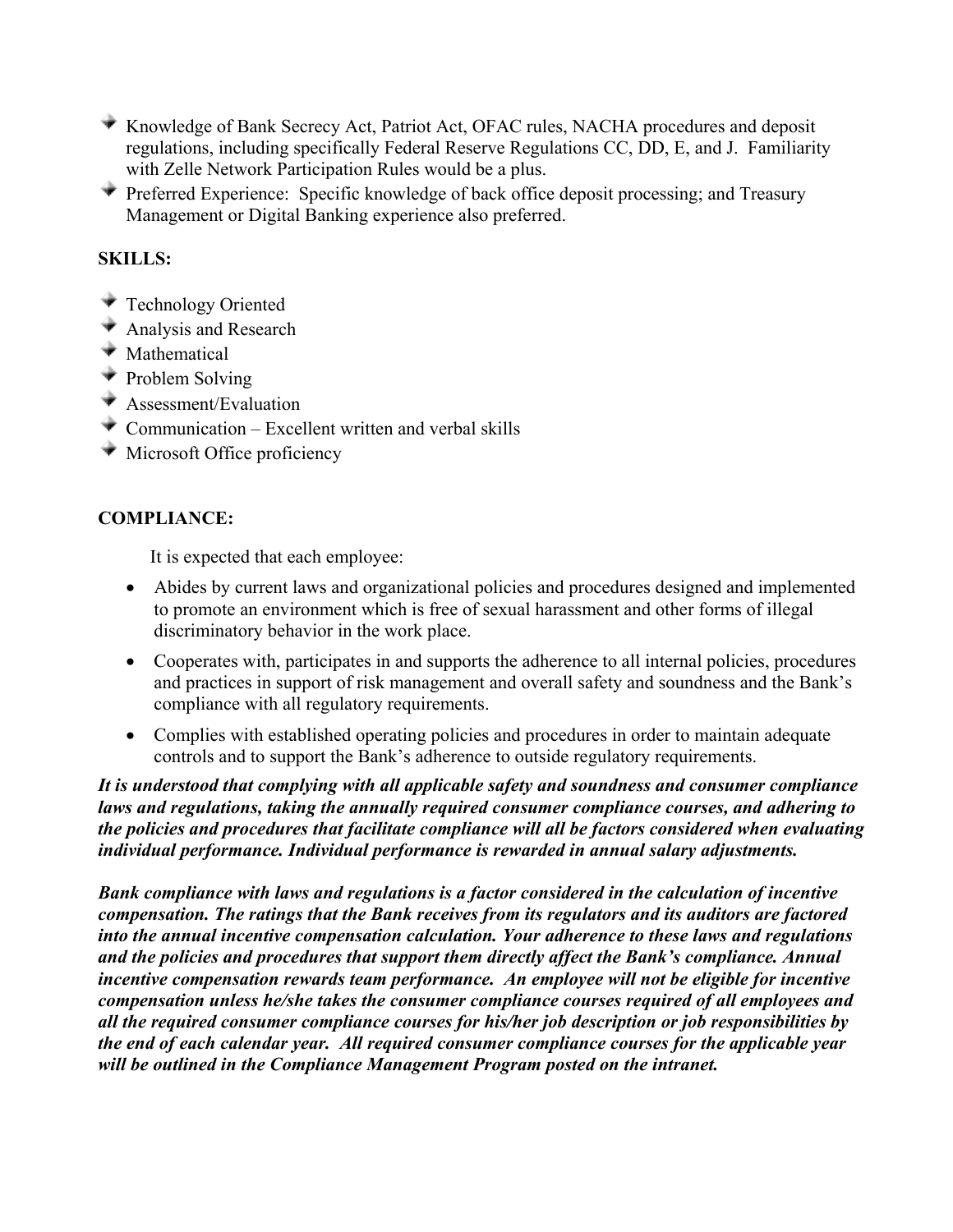- Knowledge of Bank Secrecy Act, Patriot Act, OFAC rules, NACHA procedures and deposit regulations, including specifically Federal Reserve Regulations CC, DD, E, and J. Familiarity with Zelle Network Participation Rules would be a plus.
- Preferred Experience: Specific knowledge of back office deposit processing; and Treasury Management or Digital Banking experience also preferred.

**SKILLS:**

- Technology Oriented
- Analysis and Research
- Mathematical
- Problem Solving
- Assessment/Evaluation
- Communication – Excellent written and verbal skills
- Microsoft Office proficiency

**COMPLIANCE:**

It is expected that each employee:

- Abides by current laws and organizational policies and procedures designed and implemented to promote an environment which is free of sexual harassment and other forms of illegal discriminatory behavior in the work place.
- Cooperates with, participates in and supports the adherence to all internal policies, procedures and practices in support of risk management and overall safety and soundness and the Bank's compliance with all regulatory requirements.
- Complies with established operating policies and procedures in order to maintain adequate controls and to support the Bank's adherence to outside regulatory requirements.

***It is understood that complying with all applicable safety and soundness and consumer compliance laws and regulations, taking the annually required consumer compliance courses, and adhering to the policies and procedures that facilitate compliance will all be factors considered when evaluating individual performance. Individual performance is rewarded in annual salary adjustments.***

***Bank compliance with laws and regulations is a factor considered in the calculation of incentive compensation. The ratings that the Bank receives from its regulators and its auditors are factored into the annual incentive compensation calculation. Your adherence to these laws and regulations and the policies and procedures that support them directly affect the Bank's compliance. Annual incentive compensation rewards team performance. An employee will not be eligible for incentive compensation unless he/she takes the consumer compliance courses required of all employees and all the required consumer compliance courses for his/her job description or job responsibilities by the end of each calendar year. All required consumer compliance courses for the applicable year will be outlined in the Compliance Management Program posted on the intranet.***